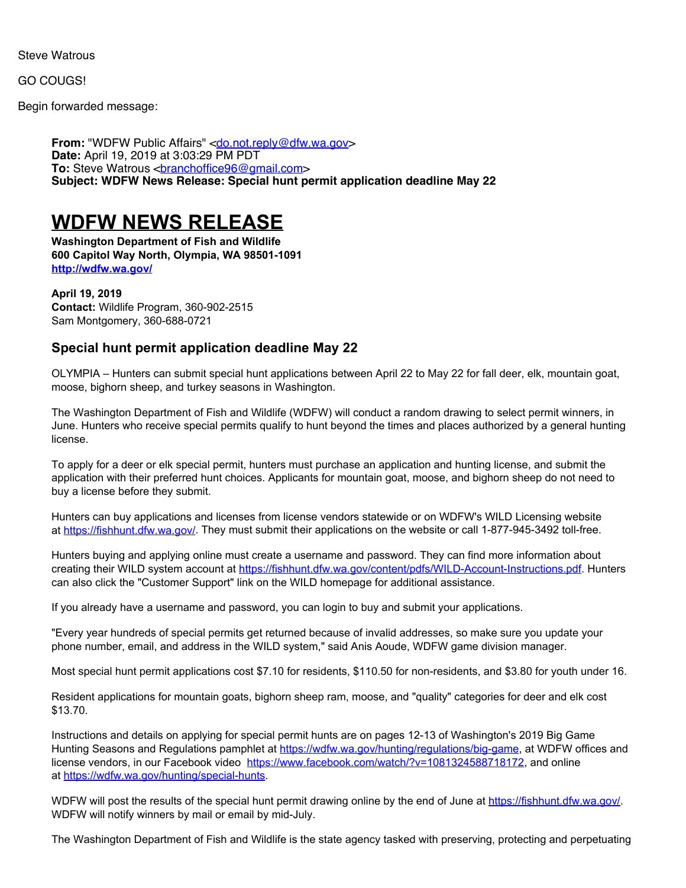Steve Watrous

GO COUGS!

Begin forwarded message:

**From:** "WDFW Public Affairs" <do.not.reply@dfw.wa.gov>
**Date:** April 19, 2019 at 3:03:29 PM PDT
**To:** Steve Watrous <branchoffice96@gmail.com>
**Subject: WDFW News Release: Special hunt permit application deadline May 22**

# WDFW NEWS RELEASE

**Washington Department of Fish and Wildlife**
**600 Capitol Way North, Olympia, WA 98501-1091**
**http://wdfw.wa.gov/**

**April 19, 2019**
**Contact:** Wildlife Program, 360-902-2515
Sam Montgomery, 360-688-0721

## Special hunt permit application deadline May 22

OLYMPIA – Hunters can submit special hunt applications between April 22 to May 22 for fall deer, elk, mountain goat, moose, bighorn sheep, and turkey seasons in Washington.

The Washington Department of Fish and Wildlife (WDFW) will conduct a random drawing to select permit winners, in June. Hunters who receive special permits qualify to hunt beyond the times and places authorized by a general hunting license.

To apply for a deer or elk special permit, hunters must purchase an application and hunting license, and submit the application with their preferred hunt choices. Applicants for mountain goat, moose, and bighorn sheep do not need to buy a license before they submit.

Hunters can buy applications and licenses from license vendors statewide or on WDFW's WILD Licensing website at https://fishhunt.dfw.wa.gov/. They must submit their applications on the website or call 1-877-945-3492 toll-free.

Hunters buying and applying online must create a username and password. They can find more information about creating their WILD system account at https://fishhunt.dfw.wa.gov/content/pdfs/WILD-Account-Instructions.pdf. Hunters can also click the "Customer Support" link on the WILD homepage for additional assistance.

If you already have a username and password, you can login to buy and submit your applications.

"Every year hundreds of special permits get returned because of invalid addresses, so make sure you update your phone number, email, and address in the WILD system," said Anis Aoude, WDFW game division manager.

Most special hunt permit applications cost $7.10 for residents, $110.50 for non-residents, and $3.80 for youth under 16.

Resident applications for mountain goats, bighorn sheep ram, moose, and "quality" categories for deer and elk cost $13.70.

Instructions and details on applying for special permit hunts are on pages 12-13 of Washington's 2019 Big Game Hunting Seasons and Regulations pamphlet at https://wdfw.wa.gov/hunting/regulations/big-game, at WDFW offices and license vendors, in our Facebook video https://www.facebook.com/watch/?v=1081324588718172, and online at https://wdfw.wa.gov/hunting/special-hunts.

WDFW will post the results of the special hunt permit drawing online by the end of June at https://fishhunt.dfw.wa.gov/. WDFW will notify winners by mail or email by mid-July.

The Washington Department of Fish and Wildlife is the state agency tasked with preserving, protecting and perpetuating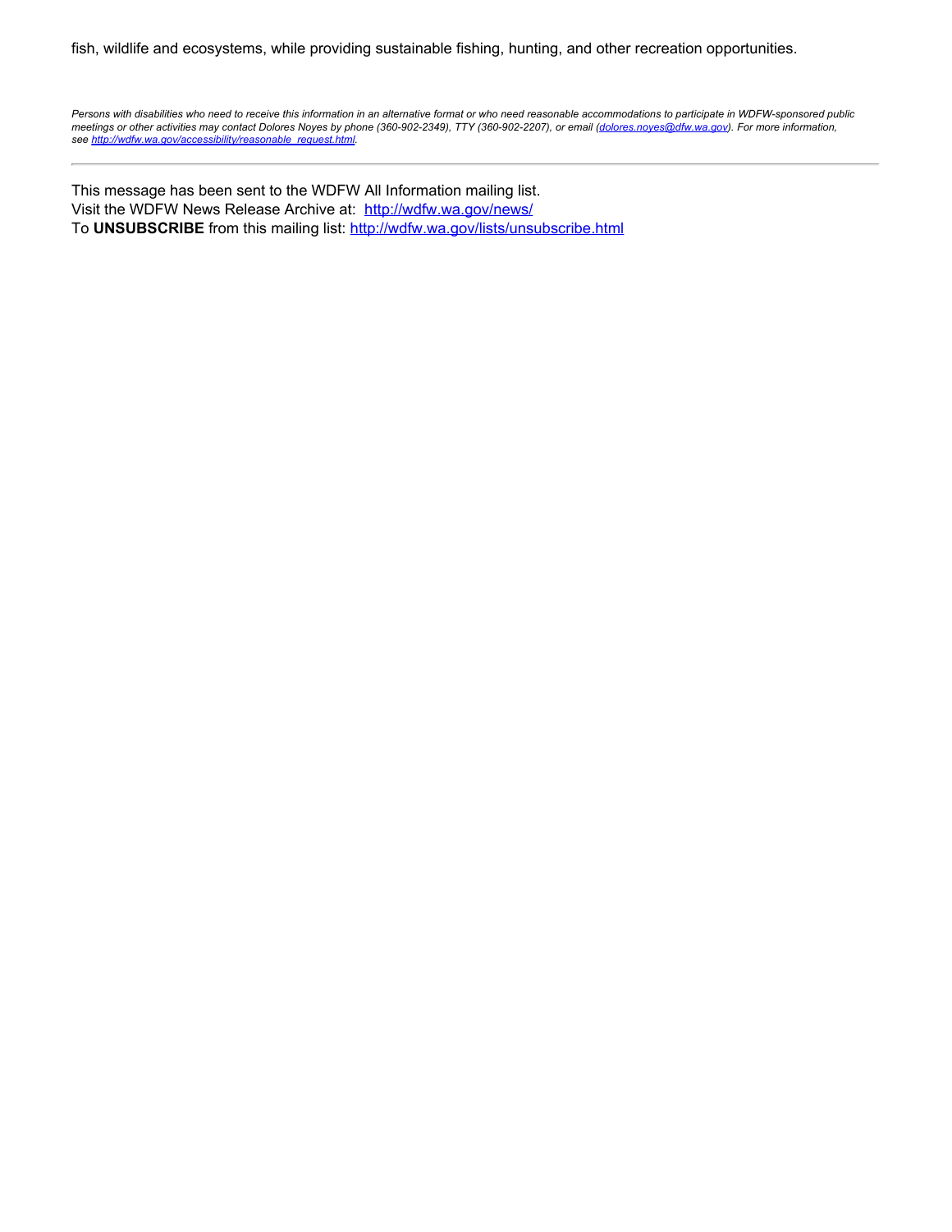fish, wildlife and ecosystems, while providing sustainable fishing, hunting, and other recreation opportunities.

*Persons with disabilities who need to receive this information in an alternative format or who need reasonable accommodations to participate in WDFW-sponsored public meetings or other activities may contact Dolores Noyes by phone (360-902-2349), TTY (360-902-2207), or email (dolores.noyes@dfw.wa.gov). For more information, see http://wdfw.wa.gov/accessibility/reasonable_request.html.*

---

This message has been sent to the WDFW All Information mailing list.
Visit the WDFW News Release Archive at: http://wdfw.wa.gov/news/
To **UNSUBSCRIBE** from this mailing list: http://wdfw.wa.gov/lists/unsubscribe.html